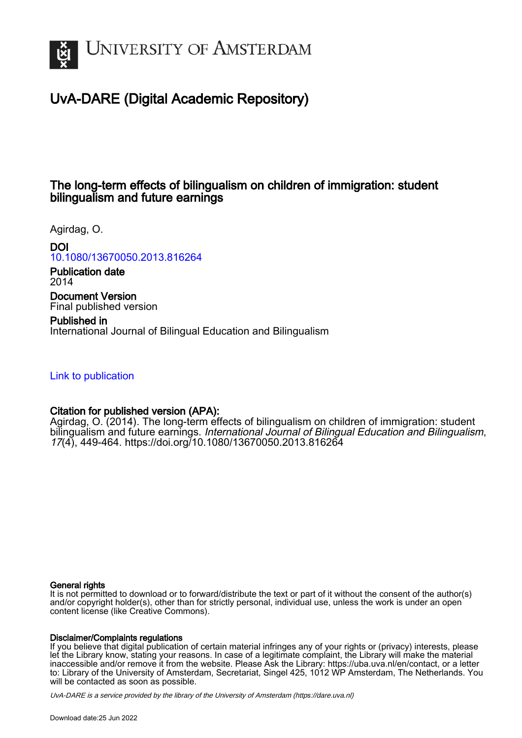# University of Amsterdam

## UvA-DARE (Digital Academic Repository)

### The long-term effects of bilingualism on children of immigration: student bilingualism and future earnings

Agirdag, O.

**DOI**
10.1080/13670050.2013.816264

**Publication date**
2014

**Document Version**
Final published version

**Published in**
International Journal of Bilingual Education and Bilingualism

Link to publication

**Citation for published version (APA):**
Agirdag, O. (2014). The long-term effects of bilingualism on children of immigration: student bilingualism and future earnings. *International Journal of Bilingual Education and Bilingualism*, *17*(4), 449-464. https://doi.org/10.1080/13670050.2013.816264

**General rights**
It is not permitted to download or to forward/distribute the text or part of it without the consent of the author(s) and/or copyright holder(s), other than for strictly personal, individual use, unless the work is under an open content license (like Creative Commons).

**Disclaimer/Complaints regulations**
If you believe that digital publication of certain material infringes any of your rights or (privacy) interests, please let the Library know, stating your reasons. In case of a legitimate complaint, the Library will make the material inaccessible and/or remove it from the website. Please Ask the Library: https://uba.uva.nl/en/contact, or a letter to: Library of the University of Amsterdam, Secretariat, Singel 425, 1012 WP Amsterdam, The Netherlands. You will be contacted as soon as possible.

*UvA-DARE is a service provided by the library of the University of Amsterdam (https://dare.uva.nl)*

Download date:25 Jun 2022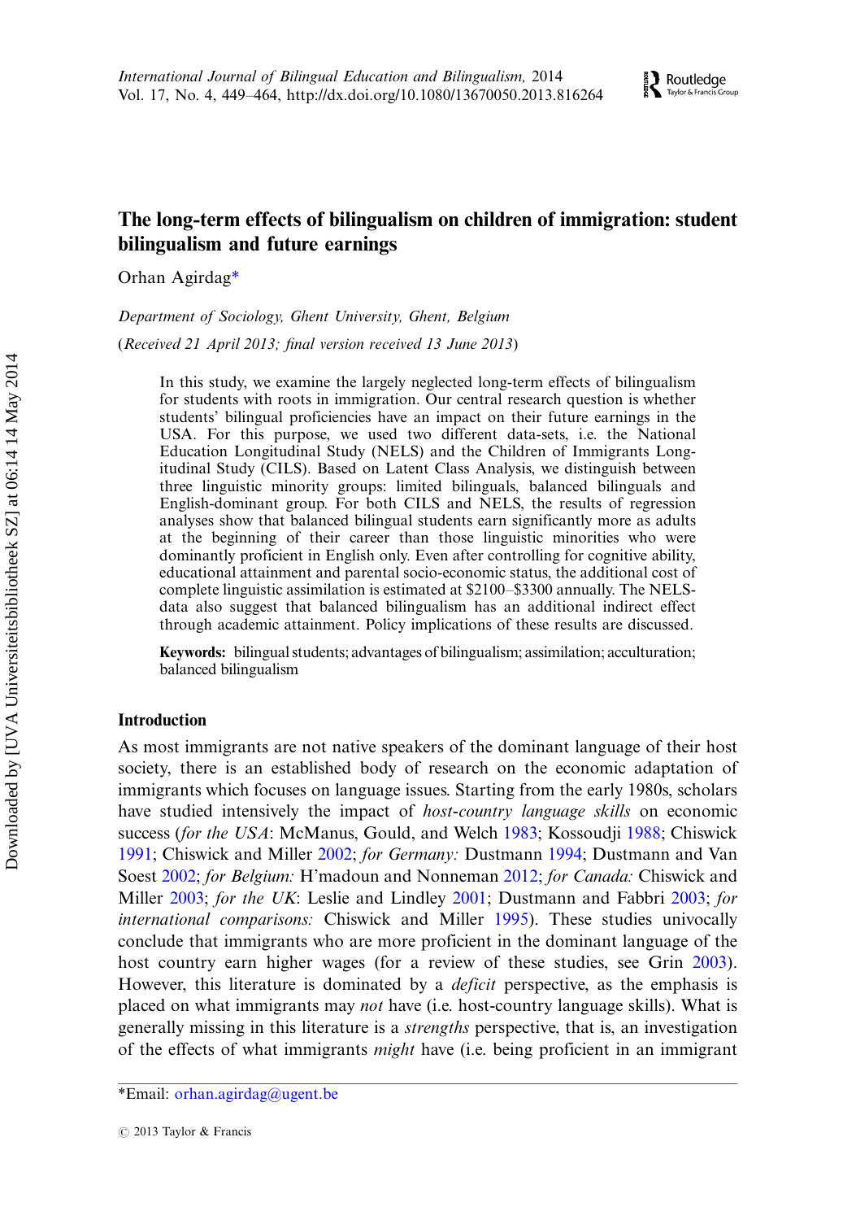# The long-term effects of bilingualism on children of immigration: student bilingualism and future earnings

Orhan Agirdag*

*Department of Sociology, Ghent University, Ghent, Belgium*

(*Received 21 April 2013; final version received 13 June 2013*)

In this study, we examine the largely neglected long-term effects of bilingualism for students with roots in immigration. Our central research question is whether students' bilingual proficiencies have an impact on their future earnings in the USA. For this purpose, we used two different data-sets, i.e. the National Education Longitudinal Study (NELS) and the Children of Immigrants Longitudinal Study (CILS). Based on Latent Class Analysis, we distinguish between three linguistic minority groups: limited bilinguals, balanced bilinguals and English-dominant group. For both CILS and NELS, the results of regression analyses show that balanced bilingual students earn significantly more as adults at the beginning of their career than those linguistic minorities who were dominantly proficient in English only. Even after controlling for cognitive ability, educational attainment and parental socio-economic status, the additional cost of complete linguistic assimilation is estimated at \$2100–\$3300 annually. The NELS-data also suggest that balanced bilingualism has an additional indirect effect through academic attainment. Policy implications of these results are discussed.

**Keywords:** bilingual students; advantages of bilingualism; assimilation; acculturation; balanced bilingualism

## Introduction

As most immigrants are not native speakers of the dominant language of their host society, there is an established body of research on the economic adaptation of immigrants which focuses on language issues. Starting from the early 1980s, scholars have studied intensively the impact of *host-country language skills* on economic success (*for the USA*: McManus, Gould, and Welch 1983; Kossoudji 1988; Chiswick 1991; Chiswick and Miller 2002; *for Germany:* Dustmann 1994; Dustmann and Van Soest 2002; *for Belgium:* H'madoun and Nonneman 2012; *for Canada:* Chiswick and Miller 2003; *for the UK*: Leslie and Lindley 2001; Dustmann and Fabbri 2003; *for international comparisons:* Chiswick and Miller 1995). These studies univocally conclude that immigrants who are more proficient in the dominant language of the host country earn higher wages (for a review of these studies, see Grin 2003). However, this literature is dominated by a *deficit* perspective, as the emphasis is placed on what immigrants may *not* have (i.e. host-country language skills). What is generally missing in this literature is a *strengths* perspective, that is, an investigation of the effects of what immigrants *might* have (i.e. being proficient in an immigrant

*Email: orhan.agirdag@ugent.be

© 2013 Taylor & Francis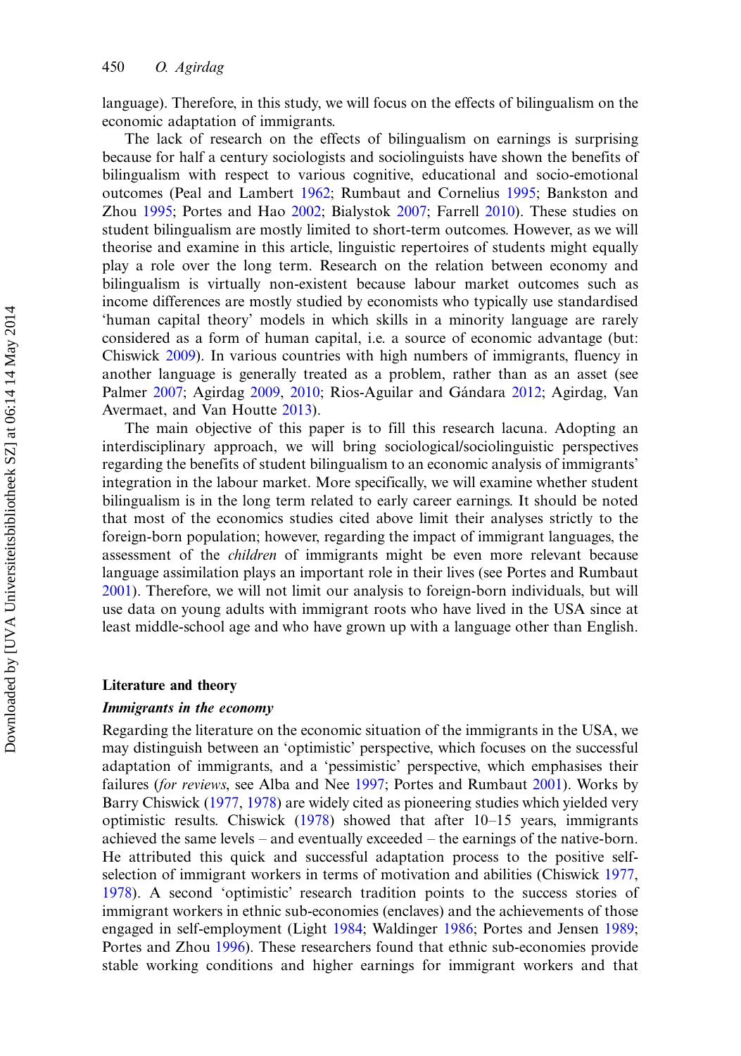language). Therefore, in this study, we will focus on the effects of bilingualism on the economic adaptation of immigrants.

The lack of research on the effects of bilingualism on earnings is surprising because for half a century sociologists and sociolinguists have shown the benefits of bilingualism with respect to various cognitive, educational and socio-emotional outcomes (Peal and Lambert 1962; Rumbaut and Cornelius 1995; Bankston and Zhou 1995; Portes and Hao 2002; Bialystok 2007; Farrell 2010). These studies on student bilingualism are mostly limited to short-term outcomes. However, as we will theorise and examine in this article, linguistic repertoires of students might equally play a role over the long term. Research on the relation between economy and bilingualism is virtually non-existent because labour market outcomes such as income differences are mostly studied by economists who typically use standardised 'human capital theory' models in which skills in a minority language are rarely considered as a form of human capital, i.e. a source of economic advantage (but: Chiswick 2009). In various countries with high numbers of immigrants, fluency in another language is generally treated as a problem, rather than as an asset (see Palmer 2007; Agirdag 2009, 2010; Rios-Aguilar and Gándara 2012; Agirdag, Van Avermaet, and Van Houtte 2013).

The main objective of this paper is to fill this research lacuna. Adopting an interdisciplinary approach, we will bring sociological/sociolinguistic perspectives regarding the benefits of student bilingualism to an economic analysis of immigrants' integration in the labour market. More specifically, we will examine whether student bilingualism is in the long term related to early career earnings. It should be noted that most of the economics studies cited above limit their analyses strictly to the foreign-born population; however, regarding the impact of immigrant languages, the assessment of the *children* of immigrants might be even more relevant because language assimilation plays an important role in their lives (see Portes and Rumbaut 2001). Therefore, we will not limit our analysis to foreign-born individuals, but will use data on young adults with immigrant roots who have lived in the USA since at least middle-school age and who have grown up with a language other than English.

## Literature and theory

### *Immigrants in the economy*

Regarding the literature on the economic situation of the immigrants in the USA, we may distinguish between an 'optimistic' perspective, which focuses on the successful adaptation of immigrants, and a 'pessimistic' perspective, which emphasises their failures (*for reviews*, see Alba and Nee 1997; Portes and Rumbaut 2001). Works by Barry Chiswick (1977, 1978) are widely cited as pioneering studies which yielded very optimistic results. Chiswick (1978) showed that after 10–15 years, immigrants achieved the same levels – and eventually exceeded – the earnings of the native-born. He attributed this quick and successful adaptation process to the positive self-selection of immigrant workers in terms of motivation and abilities (Chiswick 1977, 1978). A second 'optimistic' research tradition points to the success stories of immigrant workers in ethnic sub-economies (enclaves) and the achievements of those engaged in self-employment (Light 1984; Waldinger 1986; Portes and Jensen 1989; Portes and Zhou 1996). These researchers found that ethnic sub-economies provide stable working conditions and higher earnings for immigrant workers and that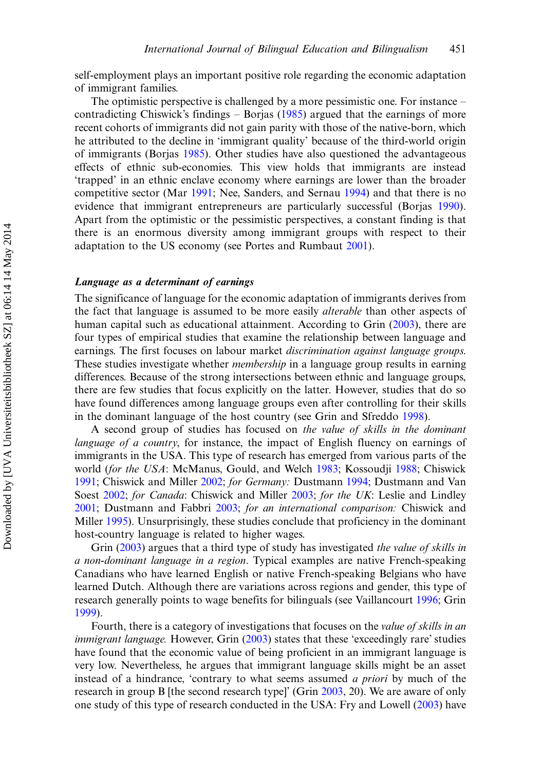self-employment plays an important positive role regarding the economic adaptation of immigrant families.

The optimistic perspective is challenged by a more pessimistic one. For instance – contradicting Chiswick's findings – Borjas (1985) argued that the earnings of more recent cohorts of immigrants did not gain parity with those of the native-born, which he attributed to the decline in 'immigrant quality' because of the third-world origin of immigrants (Borjas 1985). Other studies have also questioned the advantageous effects of ethnic sub-economies. This view holds that immigrants are instead 'trapped' in an ethnic enclave economy where earnings are lower than the broader competitive sector (Mar 1991; Nee, Sanders, and Sernau 1994) and that there is no evidence that immigrant entrepreneurs are particularly successful (Borjas 1990). Apart from the optimistic or the pessimistic perspectives, a constant finding is that there is an enormous diversity among immigrant groups with respect to their adaptation to the US economy (see Portes and Rumbaut 2001).

### *Language as a determinant of earnings*

The significance of language for the economic adaptation of immigrants derives from the fact that language is assumed to be more easily *alterable* than other aspects of human capital such as educational attainment. According to Grin (2003), there are four types of empirical studies that examine the relationship between language and earnings. The first focuses on labour market *discrimination against language groups.* These studies investigate whether *membership* in a language group results in earning differences. Because of the strong intersections between ethnic and language groups, there are few studies that focus explicitly on the latter. However, studies that do so have found differences among language groups even after controlling for their skills in the dominant language of the host country (see Grin and Sfreddo 1998).

A second group of studies has focused on *the value of skills in the dominant language of a country*, for instance, the impact of English fluency on earnings of immigrants in the USA. This type of research has emerged from various parts of the world (*for the USA*: McManus, Gould, and Welch 1983; Kossoudji 1988; Chiswick 1991; Chiswick and Miller 2002; *for Germany:* Dustmann 1994; Dustmann and Van Soest 2002; *for Canada*: Chiswick and Miller 2003; *for the UK*: Leslie and Lindley 2001; Dustmann and Fabbri 2003; *for an international comparison:* Chiswick and Miller 1995). Unsurprisingly, these studies conclude that proficiency in the dominant host-country language is related to higher wages.

Grin (2003) argues that a third type of study has investigated *the value of skills in a non-dominant language in a region*. Typical examples are native French-speaking Canadians who have learned English or native French-speaking Belgians who have learned Dutch. Although there are variations across regions and gender, this type of research generally points to wage benefits for bilinguals (see Vaillancourt 1996; Grin 1999).

Fourth, there is a category of investigations that focuses on the *value of skills in an immigrant language.* However, Grin (2003) states that these 'exceedingly rare' studies have found that the economic value of being proficient in an immigrant language is very low. Nevertheless, he argues that immigrant language skills might be an asset instead of a hindrance, 'contrary to what seems assumed *a priori* by much of the research in group B [the second research type]' (Grin 2003, 20). We are aware of only one study of this type of research conducted in the USA: Fry and Lowell (2003) have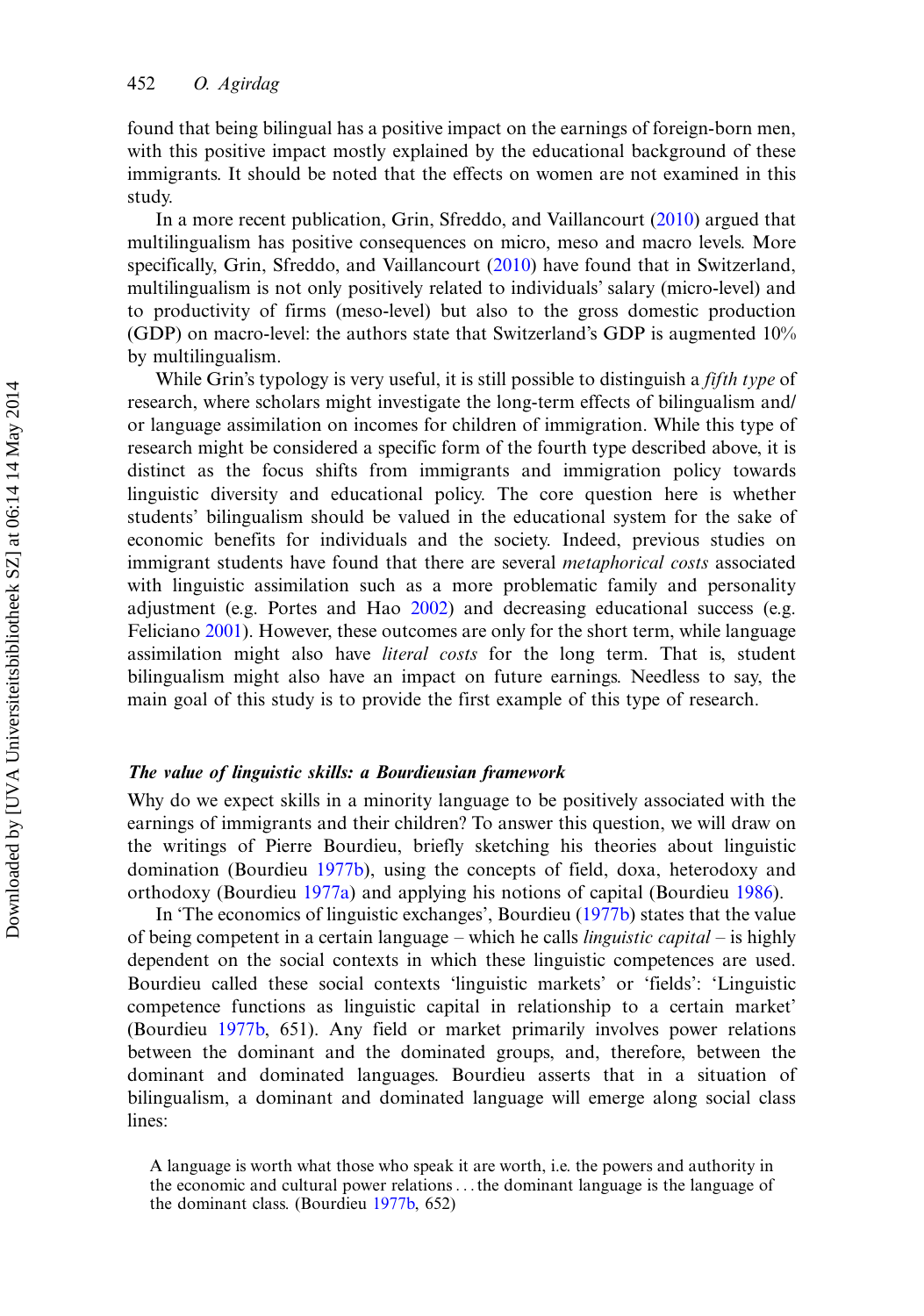found that being bilingual has a positive impact on the earnings of foreign-born men, with this positive impact mostly explained by the educational background of these immigrants. It should be noted that the effects on women are not examined in this study.

In a more recent publication, Grin, Sfreddo, and Vaillancourt (2010) argued that multilingualism has positive consequences on micro, meso and macro levels. More specifically, Grin, Sfreddo, and Vaillancourt (2010) have found that in Switzerland, multilingualism is not only positively related to individuals' salary (micro-level) and to productivity of firms (meso-level) but also to the gross domestic production (GDP) on macro-level: the authors state that Switzerland's GDP is augmented 10% by multilingualism.

While Grin's typology is very useful, it is still possible to distinguish a *fifth type* of research, where scholars might investigate the long-term effects of bilingualism and/or language assimilation on incomes for children of immigration. While this type of research might be considered a specific form of the fourth type described above, it is distinct as the focus shifts from immigrants and immigration policy towards linguistic diversity and educational policy. The core question here is whether students' bilingualism should be valued in the educational system for the sake of economic benefits for individuals and the society. Indeed, previous studies on immigrant students have found that there are several *metaphorical costs* associated with linguistic assimilation such as a more problematic family and personality adjustment (e.g. Portes and Hao 2002) and decreasing educational success (e.g. Feliciano 2001). However, these outcomes are only for the short term, while language assimilation might also have *literal costs* for the long term. That is, student bilingualism might also have an impact on future earnings. Needless to say, the main goal of this study is to provide the first example of this type of research.

### *The value of linguistic skills: a Bourdieusian framework*

Why do we expect skills in a minority language to be positively associated with the earnings of immigrants and their children? To answer this question, we will draw on the writings of Pierre Bourdieu, briefly sketching his theories about linguistic domination (Bourdieu 1977b), using the concepts of field, doxa, heterodoxy and orthodoxy (Bourdieu 1977a) and applying his notions of capital (Bourdieu 1986).

In 'The economics of linguistic exchanges', Bourdieu (1977b) states that the value of being competent in a certain language – which he calls *linguistic capital* – is highly dependent on the social contexts in which these linguistic competences are used. Bourdieu called these social contexts 'linguistic markets' or 'fields': 'Linguistic competence functions as linguistic capital in relationship to a certain market' (Bourdieu 1977b, 651). Any field or market primarily involves power relations between the dominant and the dominated groups, and, therefore, between the dominant and dominated languages. Bourdieu asserts that in a situation of bilingualism, a dominant and dominated language will emerge along social class lines:

> A language is worth what those who speak it are worth, i.e. the powers and authority in the economic and cultural power relations . . . the dominant language is the language of the dominant class. (Bourdieu 1977b, 652)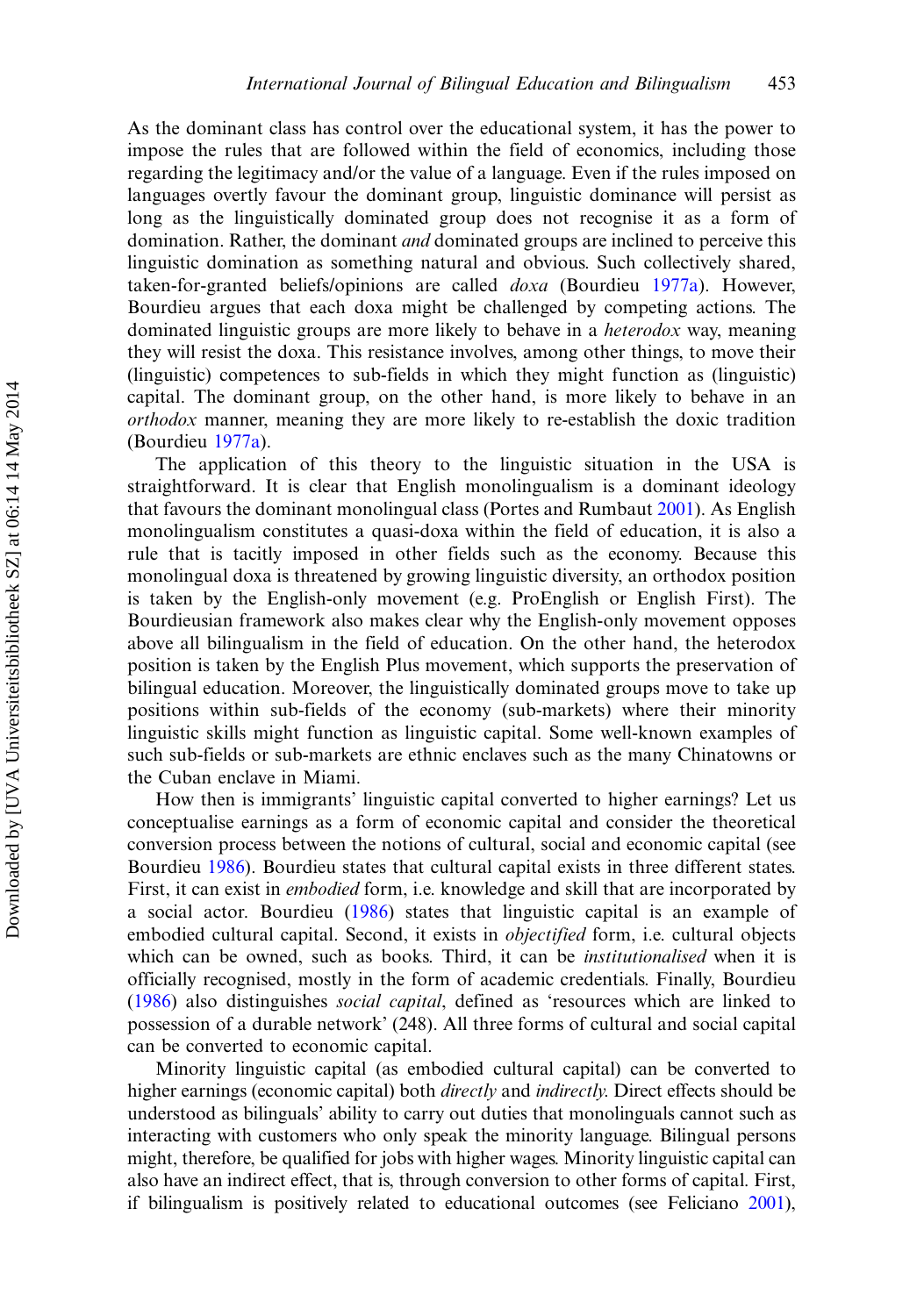As the dominant class has control over the educational system, it has the power to impose the rules that are followed within the field of economics, including those regarding the legitimacy and/or the value of a language. Even if the rules imposed on languages overtly favour the dominant group, linguistic dominance will persist as long as the linguistically dominated group does not recognise it as a form of domination. Rather, the dominant *and* dominated groups are inclined to perceive this linguistic domination as something natural and obvious. Such collectively shared, taken-for-granted beliefs/opinions are called *doxa* (Bourdieu 1977a). However, Bourdieu argues that each doxa might be challenged by competing actions. The dominated linguistic groups are more likely to behave in a *heterodox* way, meaning they will resist the doxa. This resistance involves, among other things, to move their (linguistic) competences to sub-fields in which they might function as (linguistic) capital. The dominant group, on the other hand, is more likely to behave in an *orthodox* manner, meaning they are more likely to re-establish the doxic tradition (Bourdieu 1977a).

The application of this theory to the linguistic situation in the USA is straightforward. It is clear that English monolingualism is a dominant ideology that favours the dominant monolingual class (Portes and Rumbaut 2001). As English monolingualism constitutes a quasi-doxa within the field of education, it is also a rule that is tacitly imposed in other fields such as the economy. Because this monolingual doxa is threatened by growing linguistic diversity, an orthodox position is taken by the English-only movement (e.g. ProEnglish or English First). The Bourdieusian framework also makes clear why the English-only movement opposes above all bilingualism in the field of education. On the other hand, the heterodox position is taken by the English Plus movement, which supports the preservation of bilingual education. Moreover, the linguistically dominated groups move to take up positions within sub-fields of the economy (sub-markets) where their minority linguistic skills might function as linguistic capital. Some well-known examples of such sub-fields or sub-markets are ethnic enclaves such as the many Chinatowns or the Cuban enclave in Miami.

How then is immigrants' linguistic capital converted to higher earnings? Let us conceptualise earnings as a form of economic capital and consider the theoretical conversion process between the notions of cultural, social and economic capital (see Bourdieu 1986). Bourdieu states that cultural capital exists in three different states. First, it can exist in *embodied* form, i.e. knowledge and skill that are incorporated by a social actor. Bourdieu (1986) states that linguistic capital is an example of embodied cultural capital. Second, it exists in *objectified* form, i.e. cultural objects which can be owned, such as books. Third, it can be *institutionalised* when it is officially recognised, mostly in the form of academic credentials. Finally, Bourdieu (1986) also distinguishes *social capital*, defined as 'resources which are linked to possession of a durable network' (248). All three forms of cultural and social capital can be converted to economic capital.

Minority linguistic capital (as embodied cultural capital) can be converted to higher earnings (economic capital) both *directly* and *indirectly*. Direct effects should be understood as bilinguals' ability to carry out duties that monolinguals cannot such as interacting with customers who only speak the minority language. Bilingual persons might, therefore, be qualified for jobs with higher wages. Minority linguistic capital can also have an indirect effect, that is, through conversion to other forms of capital. First, if bilingualism is positively related to educational outcomes (see Feliciano 2001),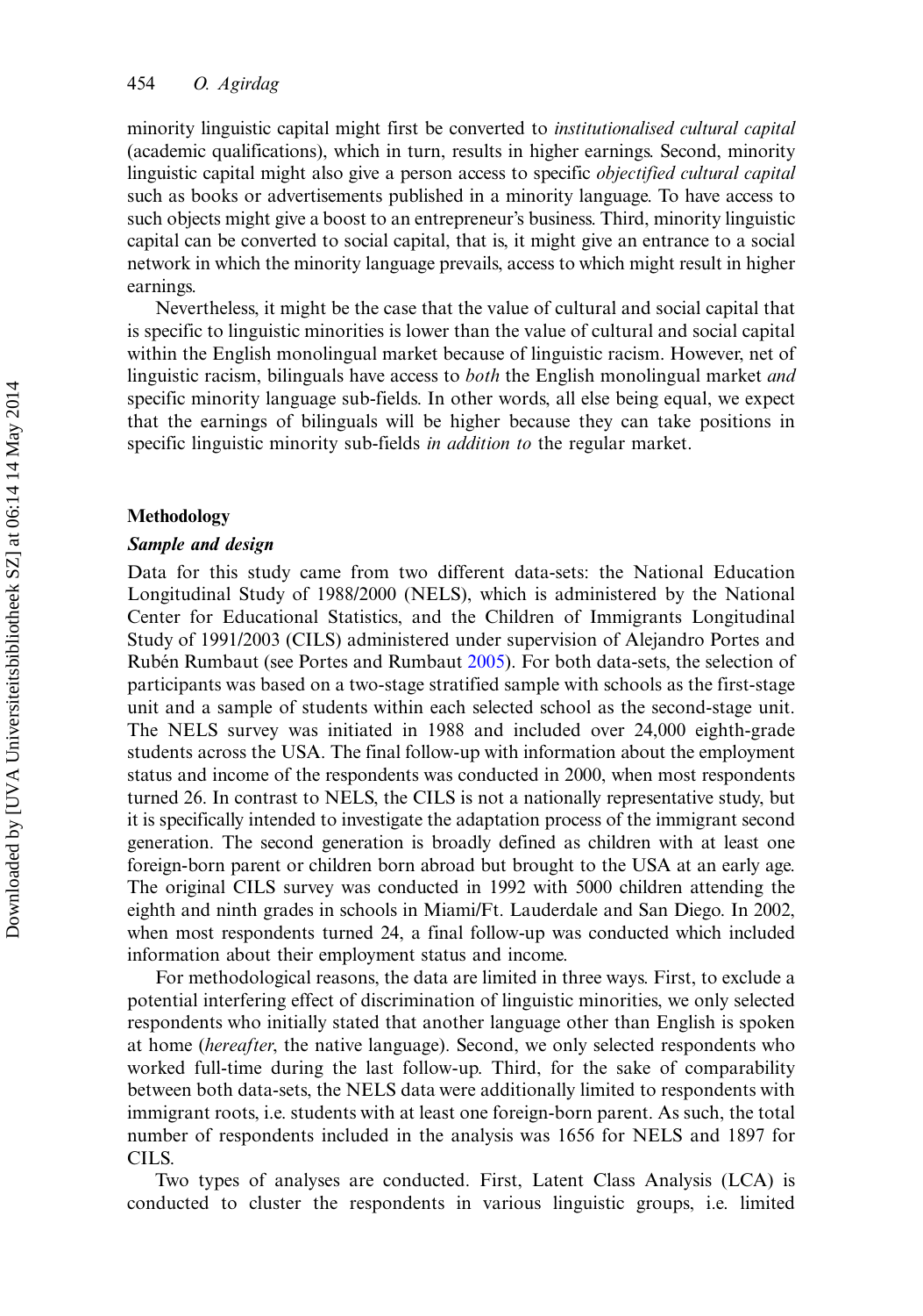minority linguistic capital might first be converted to *institutionalised cultural capital* (academic qualifications), which in turn, results in higher earnings. Second, minority linguistic capital might also give a person access to specific *objectified cultural capital* such as books or advertisements published in a minority language. To have access to such objects might give a boost to an entrepreneur's business. Third, minority linguistic capital can be converted to social capital, that is, it might give an entrance to a social network in which the minority language prevails, access to which might result in higher earnings.

Nevertheless, it might be the case that the value of cultural and social capital that is specific to linguistic minorities is lower than the value of cultural and social capital within the English monolingual market because of linguistic racism. However, net of linguistic racism, bilinguals have access to *both* the English monolingual market *and* specific minority language sub-fields. In other words, all else being equal, we expect that the earnings of bilinguals will be higher because they can take positions in specific linguistic minority sub-fields *in addition to* the regular market.

## Methodology

### *Sample and design*

Data for this study came from two different data-sets: the National Education Longitudinal Study of 1988/2000 (NELS), which is administered by the National Center for Educational Statistics, and the Children of Immigrants Longitudinal Study of 1991/2003 (CILS) administered under supervision of Alejandro Portes and Rubén Rumbaut (see Portes and Rumbaut 2005). For both data-sets, the selection of participants was based on a two-stage stratified sample with schools as the first-stage unit and a sample of students within each selected school as the second-stage unit. The NELS survey was initiated in 1988 and included over 24,000 eighth-grade students across the USA. The final follow-up with information about the employment status and income of the respondents was conducted in 2000, when most respondents turned 26. In contrast to NELS, the CILS is not a nationally representative study, but it is specifically intended to investigate the adaptation process of the immigrant second generation. The second generation is broadly defined as children with at least one foreign-born parent or children born abroad but brought to the USA at an early age. The original CILS survey was conducted in 1992 with 5000 children attending the eighth and ninth grades in schools in Miami/Ft. Lauderdale and San Diego. In 2002, when most respondents turned 24, a final follow-up was conducted which included information about their employment status and income.

For methodological reasons, the data are limited in three ways. First, to exclude a potential interfering effect of discrimination of linguistic minorities, we only selected respondents who initially stated that another language other than English is spoken at home (*hereafter*, the native language). Second, we only selected respondents who worked full-time during the last follow-up. Third, for the sake of comparability between both data-sets, the NELS data were additionally limited to respondents with immigrant roots, i.e. students with at least one foreign-born parent. As such, the total number of respondents included in the analysis was 1656 for NELS and 1897 for CILS.

Two types of analyses are conducted. First, Latent Class Analysis (LCA) is conducted to cluster the respondents in various linguistic groups, i.e. limited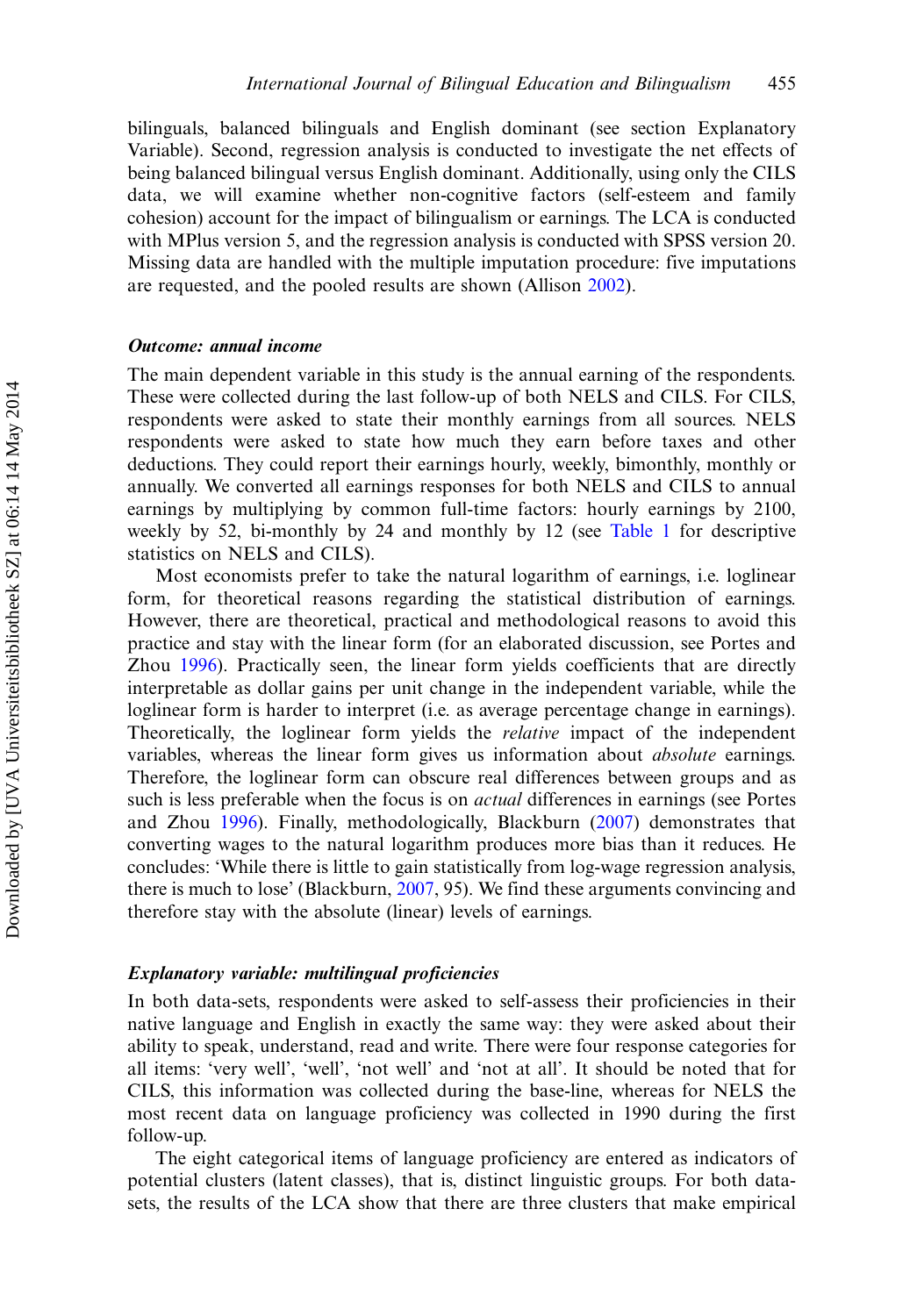bilinguals, balanced bilinguals and English dominant (see section Explanatory Variable). Second, regression analysis is conducted to investigate the net effects of being balanced bilingual versus English dominant. Additionally, using only the CILS data, we will examine whether non-cognitive factors (self-esteem and family cohesion) account for the impact of bilingualism or earnings. The LCA is conducted with MPlus version 5, and the regression analysis is conducted with SPSS version 20. Missing data are handled with the multiple imputation procedure: five imputations are requested, and the pooled results are shown (Allison 2002).

### *Outcome: annual income*

The main dependent variable in this study is the annual earning of the respondents. These were collected during the last follow-up of both NELS and CILS. For CILS, respondents were asked to state their monthly earnings from all sources. NELS respondents were asked to state how much they earn before taxes and other deductions. They could report their earnings hourly, weekly, bimonthly, monthly or annually. We converted all earnings responses for both NELS and CILS to annual earnings by multiplying by common full-time factors: hourly earnings by 2100, weekly by 52, bi-monthly by 24 and monthly by 12 (see Table 1 for descriptive statistics on NELS and CILS).

Most economists prefer to take the natural logarithm of earnings, i.e. loglinear form, for theoretical reasons regarding the statistical distribution of earnings. However, there are theoretical, practical and methodological reasons to avoid this practice and stay with the linear form (for an elaborated discussion, see Portes and Zhou 1996). Practically seen, the linear form yields coefficients that are directly interpretable as dollar gains per unit change in the independent variable, while the loglinear form is harder to interpret (i.e. as average percentage change in earnings). Theoretically, the loglinear form yields the *relative* impact of the independent variables, whereas the linear form gives us information about *absolute* earnings. Therefore, the loglinear form can obscure real differences between groups and as such is less preferable when the focus is on *actual* differences in earnings (see Portes and Zhou 1996). Finally, methodologically, Blackburn (2007) demonstrates that converting wages to the natural logarithm produces more bias than it reduces. He concludes: 'While there is little to gain statistically from log-wage regression analysis, there is much to lose' (Blackburn, 2007, 95). We find these arguments convincing and therefore stay with the absolute (linear) levels of earnings.

### *Explanatory variable: multilingual proficiencies*

In both data-sets, respondents were asked to self-assess their proficiencies in their native language and English in exactly the same way: they were asked about their ability to speak, understand, read and write. There were four response categories for all items: 'very well', 'well', 'not well' and 'not at all'. It should be noted that for CILS, this information was collected during the base-line, whereas for NELS the most recent data on language proficiency was collected in 1990 during the first follow-up.

The eight categorical items of language proficiency are entered as indicators of potential clusters (latent classes), that is, distinct linguistic groups. For both data-sets, the results of the LCA show that there are three clusters that make empirical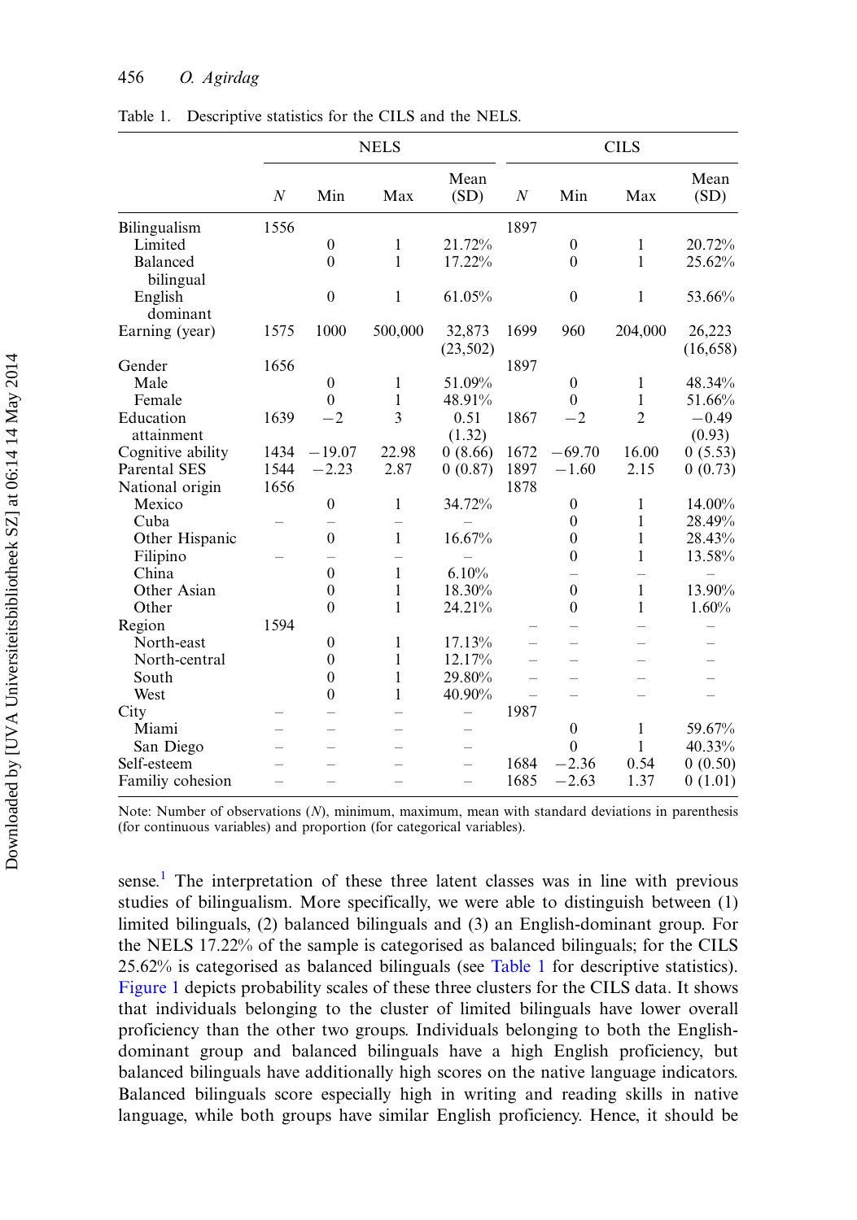Table 1. Descriptive statistics for the CILS and the NELS.

| | NELS | | | | CILS | | | |
|---|---|---|---|---|---|---|---|---|
| | $N$ | Min | Max | Mean (SD) | $N$ | Min | Max | Mean (SD) |
| Bilingualism | 1556 | | | | 1897 | | | |
| Limited | | 0 | 1 | 21.72% | | 0 | 1 | 20.72% |
| Balanced bilingual | | 0 | 1 | 17.22% | | 0 | 1 | 25.62% |
| English dominant | | 0 | 1 | 61.05% | | 0 | 1 | 53.66% |
| Earning (year) | 1575 | 1000 | 500,000 | 32,873 (23,502) | 1699 | 960 | 204,000 | 26,223 (16,658) |
| Gender | 1656 | | | | 1897 | | | |
| Male | | 0 | 1 | 51.09% | | 0 | 1 | 48.34% |
| Female | | 0 | 1 | 48.91% | | 0 | 1 | 51.66% |
| Education attainment | 1639 | −2 | 3 | 0.51 (1.32) | 1867 | −2 | 2 | −0.49 (0.93) |
| Cognitive ability | 1434 | −19.07 | 22.98 | 0 (8.66) | 1672 | −69.70 | 16.00 | 0 (5.53) |
| Parental SES | 1544 | −2.23 | 2.87 | 0 (0.87) | 1897 | −1.60 | 2.15 | 0 (0.73) |
| National origin | 1656 | | | | 1878 | | | |
| Mexico | | 0 | 1 | 34.72% | | 0 | 1 | 14.00% |
| Cuba | – | – | – | – | | 0 | 1 | 28.49% |
| Other Hispanic | | 0 | 1 | 16.67% | | 0 | 1 | 28.43% |
| Filipino | – | – | – | – | | 0 | 1 | 13.58% |
| China | | 0 | 1 | 6.10% | | – | – | – |
| Other Asian | | 0 | 1 | 18.30% | | 0 | 1 | 13.90% |
| Other | | 0 | 1 | 24.21% | | 0 | 1 | 1.60% |
| Region | 1594 | | | | – | – | – | – |
| North-east | | 0 | 1 | 17.13% | – | – | – | – |
| North-central | | 0 | 1 | 12.17% | – | – | – | – |
| South | | 0 | 1 | 29.80% | – | – | – | – |
| West | | 0 | 1 | 40.90% | – | – | – | – |
| City | – | – | – | – | 1987 | | | |
| Miami | – | – | – | – | | 0 | 1 | 59.67% |
| San Diego | – | – | – | – | | 0 | 1 | 40.33% |
| Self-esteem | – | – | – | – | 1684 | −2.36 | 0.54 | 0 (0.50) |
| Familiy cohesion | – | – | – | – | 1685 | −2.63 | 1.37 | 0 (1.01) |

Note: Number of observations ($N$), minimum, maximum, mean with standard deviations in parenthesis (for continuous variables) and proportion (for categorical variables).

sense.[1] The interpretation of these three latent classes was in line with previous studies of bilingualism. More specifically, we were able to distinguish between (1) limited bilinguals, (2) balanced bilinguals and (3) an English-dominant group. For the NELS 17.22% of the sample is categorised as balanced bilinguals; for the CILS 25.62% is categorised as balanced bilinguals (see Table 1 for descriptive statistics). Figure 1 depicts probability scales of these three clusters for the CILS data. It shows that individuals belonging to the cluster of limited bilinguals have lower overall proficiency than the other two groups. Individuals belonging to both the English-dominant group and balanced bilinguals have a high English proficiency, but balanced bilinguals have additionally high scores on the native language indicators. Balanced bilinguals score especially high in writing and reading skills in native language, while both groups have similar English proficiency. Hence, it should be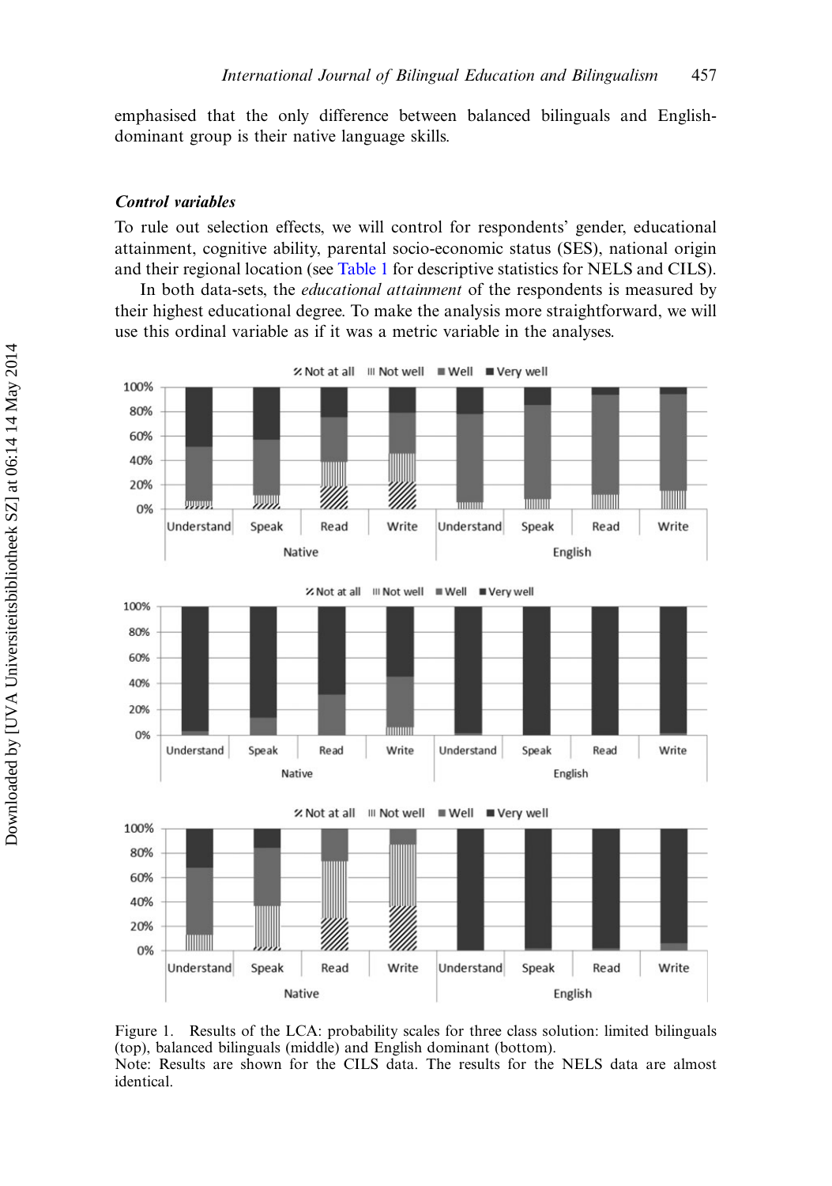emphasised that the only difference between balanced bilinguals and English-dominant group is their native language skills.

### *Control variables*

To rule out selection effects, we will control for respondents' gender, educational attainment, cognitive ability, parental socio-economic status (SES), national origin and their regional location (see Table 1 for descriptive statistics for NELS and CILS).

In both data-sets, the *educational attainment* of the respondents is measured by their highest educational degree. To make the analysis more straightforward, we will use this ordinal variable as if it was a metric variable in the analyses.

Figure 1. Results of the LCA: probability scales for three class solution: limited bilinguals (top), balanced bilinguals (middle) and English dominant (bottom).
Note: Results are shown for the CILS data. The results for the NELS data are almost identical.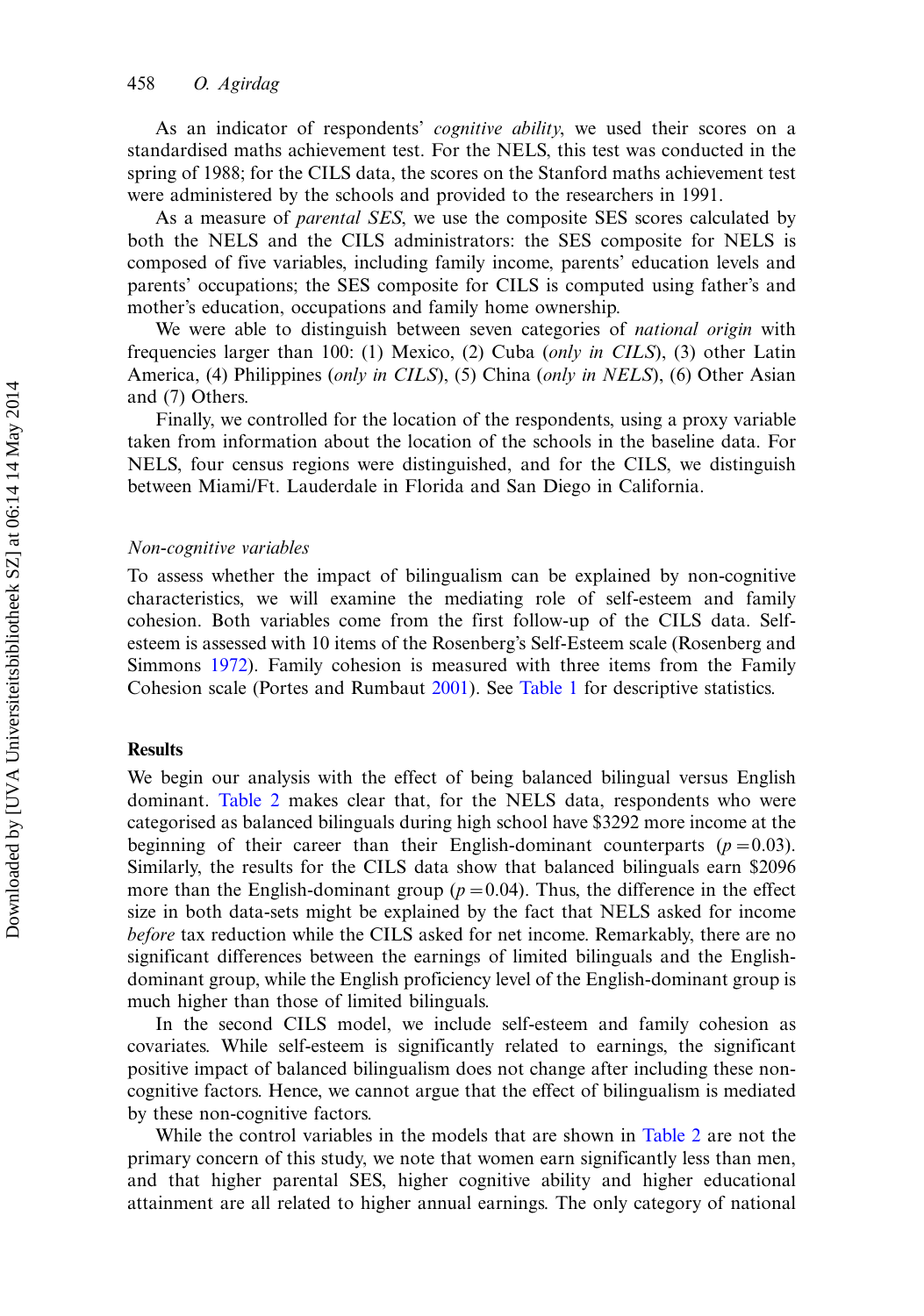As an indicator of respondents' *cognitive ability*, we used their scores on a standardised maths achievement test. For the NELS, this test was conducted in the spring of 1988; for the CILS data, the scores on the Stanford maths achievement test were administered by the schools and provided to the researchers in 1991.

As a measure of *parental SES*, we use the composite SES scores calculated by both the NELS and the CILS administrators: the SES composite for NELS is composed of five variables, including family income, parents' education levels and parents' occupations; the SES composite for CILS is computed using father's and mother's education, occupations and family home ownership.

We were able to distinguish between seven categories of *national origin* with frequencies larger than 100: (1) Mexico, (2) Cuba (*only in CILS*), (3) other Latin America, (4) Philippines (*only in CILS*), (5) China (*only in NELS*), (6) Other Asian and (7) Others.

Finally, we controlled for the location of the respondents, using a proxy variable taken from information about the location of the schools in the baseline data. For NELS, four census regions were distinguished, and for the CILS, we distinguish between Miami/Ft. Lauderdale in Florida and San Diego in California.

### *Non-cognitive variables*

To assess whether the impact of bilingualism can be explained by non-cognitive characteristics, we will examine the mediating role of self-esteem and family cohesion. Both variables come from the first follow-up of the CILS data. Self-esteem is assessed with 10 items of the Rosenberg's Self-Esteem scale (Rosenberg and Simmons 1972). Family cohesion is measured with three items from the Family Cohesion scale (Portes and Rumbaut 2001). See Table 1 for descriptive statistics.

## Results

We begin our analysis with the effect of being balanced bilingual versus English dominant. Table 2 makes clear that, for the NELS data, respondents who were categorised as balanced bilinguals during high school have \$3292 more income at the beginning of their career than their English-dominant counterparts ($p = 0.03$). Similarly, the results for the CILS data show that balanced bilinguals earn \$2096 more than the English-dominant group ($p = 0.04$). Thus, the difference in the effect size in both data-sets might be explained by the fact that NELS asked for income *before* tax reduction while the CILS asked for net income. Remarkably, there are no significant differences between the earnings of limited bilinguals and the English-dominant group, while the English proficiency level of the English-dominant group is much higher than those of limited bilinguals.

In the second CILS model, we include self-esteem and family cohesion as covariates. While self-esteem is significantly related to earnings, the significant positive impact of balanced bilingualism does not change after including these non-cognitive factors. Hence, we cannot argue that the effect of bilingualism is mediated by these non-cognitive factors.

While the control variables in the models that are shown in Table 2 are not the primary concern of this study, we note that women earn significantly less than men, and that higher parental SES, higher cognitive ability and higher educational attainment are all related to higher annual earnings. The only category of national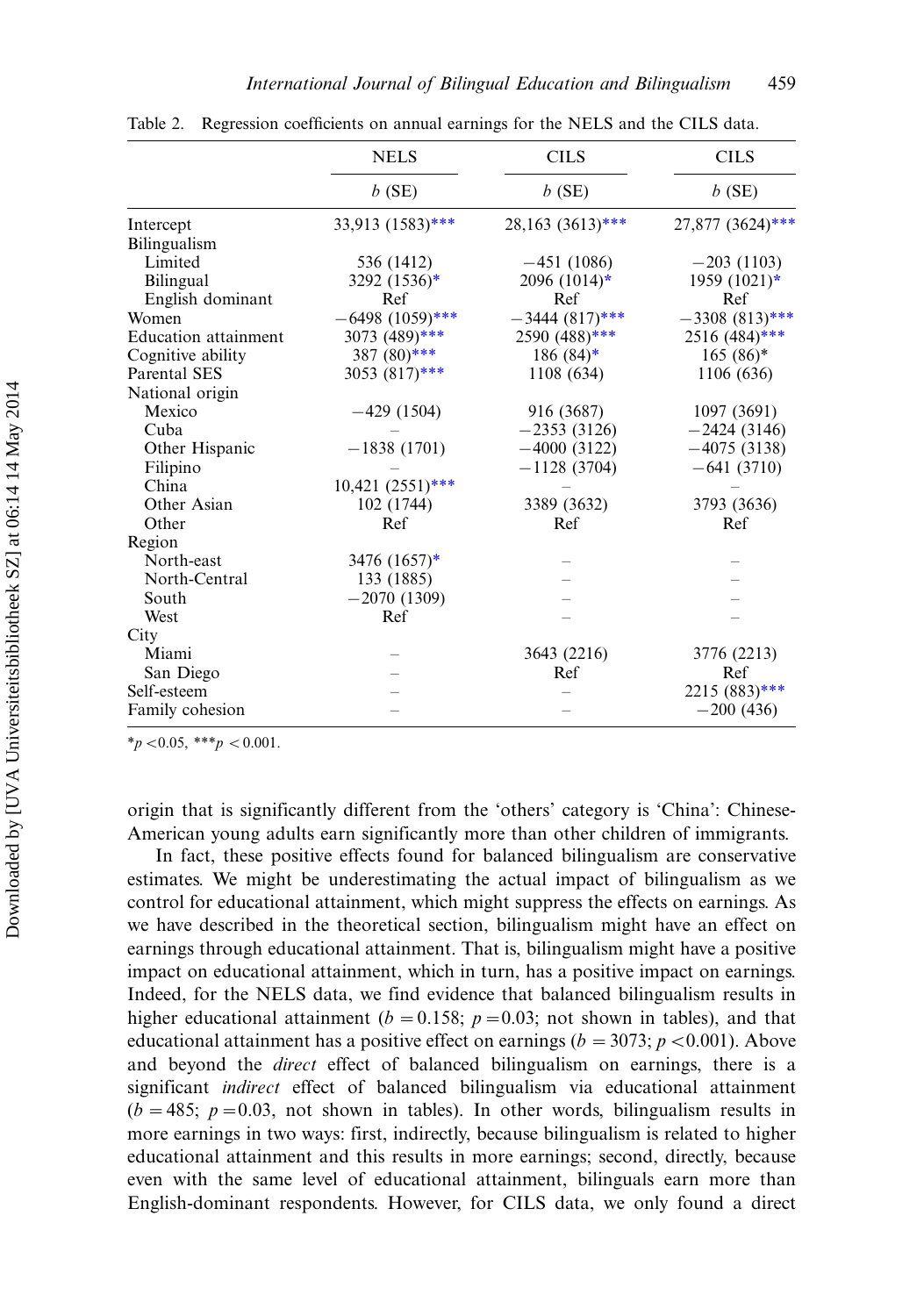Table 2. Regression coefficients on annual earnings for the NELS and the CILS data.

| | NELS | CILS | CILS |
|---|---|---|---|
| | *b* (SE) | *b* (SE) | *b* (SE) |
| Intercept | 33,913 (1583)*** | 28,163 (3613)*** | 27,877 (3624)*** |
| Bilingualism | | | |
| Limited | 536 (1412) | −451 (1086) | −203 (1103) |
| Bilingual | 3292 (1536)* | 2096 (1014)* | 1959 (1021)* |
| English dominant | Ref | Ref | Ref |
| Women | −6498 (1059)*** | −3444 (817)*** | −3308 (813)*** |
| Education attainment | 3073 (489)*** | 2590 (488)*** | 2516 (484)*** |
| Cognitive ability | 387 (80)*** | 186 (84)* | 165 (86)* |
| Parental SES | 3053 (817)*** | 1108 (634) | 1106 (636) |
| National origin | | | |
| Mexico | −429 (1504) | 916 (3687) | 1097 (3691) |
| Cuba | – | −2353 (3126) | −2424 (3146) |
| Other Hispanic | −1838 (1701) | −4000 (3122) | −4075 (3138) |
| Filipino | – | −1128 (3704) | −641 (3710) |
| China | 10,421 (2551)*** | – | – |
| Other Asian | 102 (1744) | 3389 (3632) | 3793 (3636) |
| Other | Ref | Ref | Ref |
| Region | | | |
| North-east | 3476 (1657)* | – | – |
| North-Central | 133 (1885) | – | – |
| South | −2070 (1309) | – | – |
| West | Ref | – | – |
| City | | | |
| Miami | – | 3643 (2216) | 3776 (2213) |
| San Diego | – | Ref | Ref |
| Self-esteem | – | – | 2215 (883)*** |
| Family cohesion | – | – | −200 (436) |

*$p < 0.05$, ***$p < 0.001$.

origin that is significantly different from the 'others' category is 'China': Chinese-American young adults earn significantly more than other children of immigrants.

In fact, these positive effects found for balanced bilingualism are conservative estimates. We might be underestimating the actual impact of bilingualism as we control for educational attainment, which might suppress the effects on earnings. As we have described in the theoretical section, bilingualism might have an effect on earnings through educational attainment. That is, bilingualism might have a positive impact on educational attainment, which in turn, has a positive impact on earnings. Indeed, for the NELS data, we find evidence that balanced bilingualism results in higher educational attainment ($b = 0.158$; $p = 0.03$; not shown in tables), and that educational attainment has a positive effect on earnings ($b = 3073$; $p < 0.001$). Above and beyond the *direct* effect of balanced bilingualism on earnings, there is a significant *indirect* effect of balanced bilingualism via educational attainment ($b = 485$; $p = 0.03$, not shown in tables). In other words, bilingualism results in more earnings in two ways: first, indirectly, because bilingualism is related to higher educational attainment and this results in more earnings; second, directly, because even with the same level of educational attainment, bilinguals earn more than English-dominant respondents. However, for CILS data, we only found a direct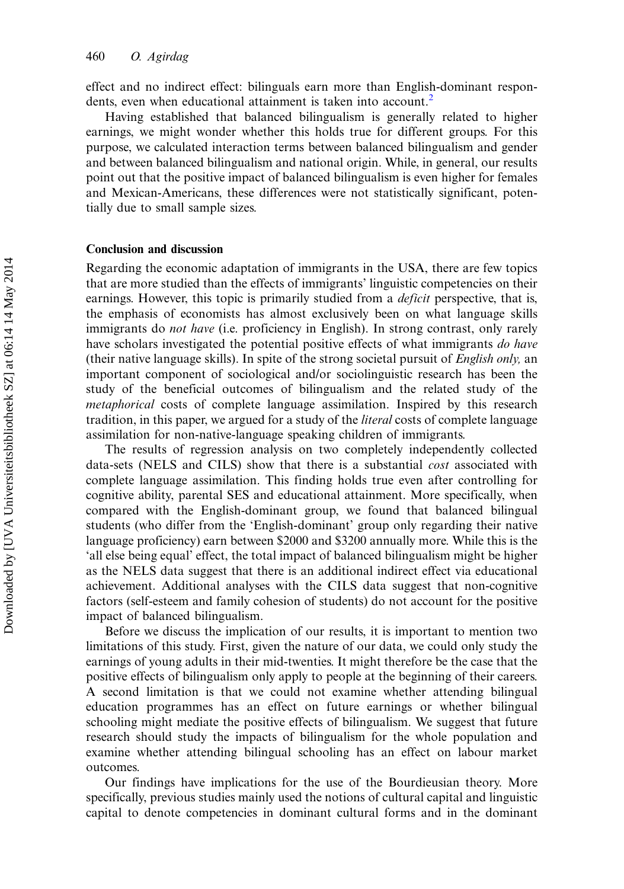effect and no indirect effect: bilinguals earn more than English-dominant respondents, even when educational attainment is taken into account.[2]

Having established that balanced bilingualism is generally related to higher earnings, we might wonder whether this holds true for different groups. For this purpose, we calculated interaction terms between balanced bilingualism and gender and between balanced bilingualism and national origin. While, in general, our results point out that the positive impact of balanced bilingualism is even higher for females and Mexican-Americans, these differences were not statistically significant, potentially due to small sample sizes.

## Conclusion and discussion

Regarding the economic adaptation of immigrants in the USA, there are few topics that are more studied than the effects of immigrants' linguistic competencies on their earnings. However, this topic is primarily studied from a *deficit* perspective, that is, the emphasis of economists has almost exclusively been on what language skills immigrants do *not have* (i.e. proficiency in English). In strong contrast, only rarely have scholars investigated the potential positive effects of what immigrants *do have* (their native language skills). In spite of the strong societal pursuit of *English only,* an important component of sociological and/or sociolinguistic research has been the study of the beneficial outcomes of bilingualism and the related study of the *metaphorical* costs of complete language assimilation. Inspired by this research tradition, in this paper, we argued for a study of the *literal* costs of complete language assimilation for non-native-language speaking children of immigrants.

The results of regression analysis on two completely independently collected data-sets (NELS and CILS) show that there is a substantial *cost* associated with complete language assimilation. This finding holds true even after controlling for cognitive ability, parental SES and educational attainment. More specifically, when compared with the English-dominant group, we found that balanced bilingual students (who differ from the 'English-dominant' group only regarding their native language proficiency) earn between \$2000 and \$3200 annually more. While this is the 'all else being equal' effect, the total impact of balanced bilingualism might be higher as the NELS data suggest that there is an additional indirect effect via educational achievement. Additional analyses with the CILS data suggest that non-cognitive factors (self-esteem and family cohesion of students) do not account for the positive impact of balanced bilingualism.

Before we discuss the implication of our results, it is important to mention two limitations of this study. First, given the nature of our data, we could only study the earnings of young adults in their mid-twenties. It might therefore be the case that the positive effects of bilingualism only apply to people at the beginning of their careers. A second limitation is that we could not examine whether attending bilingual education programmes has an effect on future earnings or whether bilingual schooling might mediate the positive effects of bilingualism. We suggest that future research should study the impacts of bilingualism for the whole population and examine whether attending bilingual schooling has an effect on labour market outcomes.

Our findings have implications for the use of the Bourdieusian theory. More specifically, previous studies mainly used the notions of cultural capital and linguistic capital to denote competencies in dominant cultural forms and in the dominant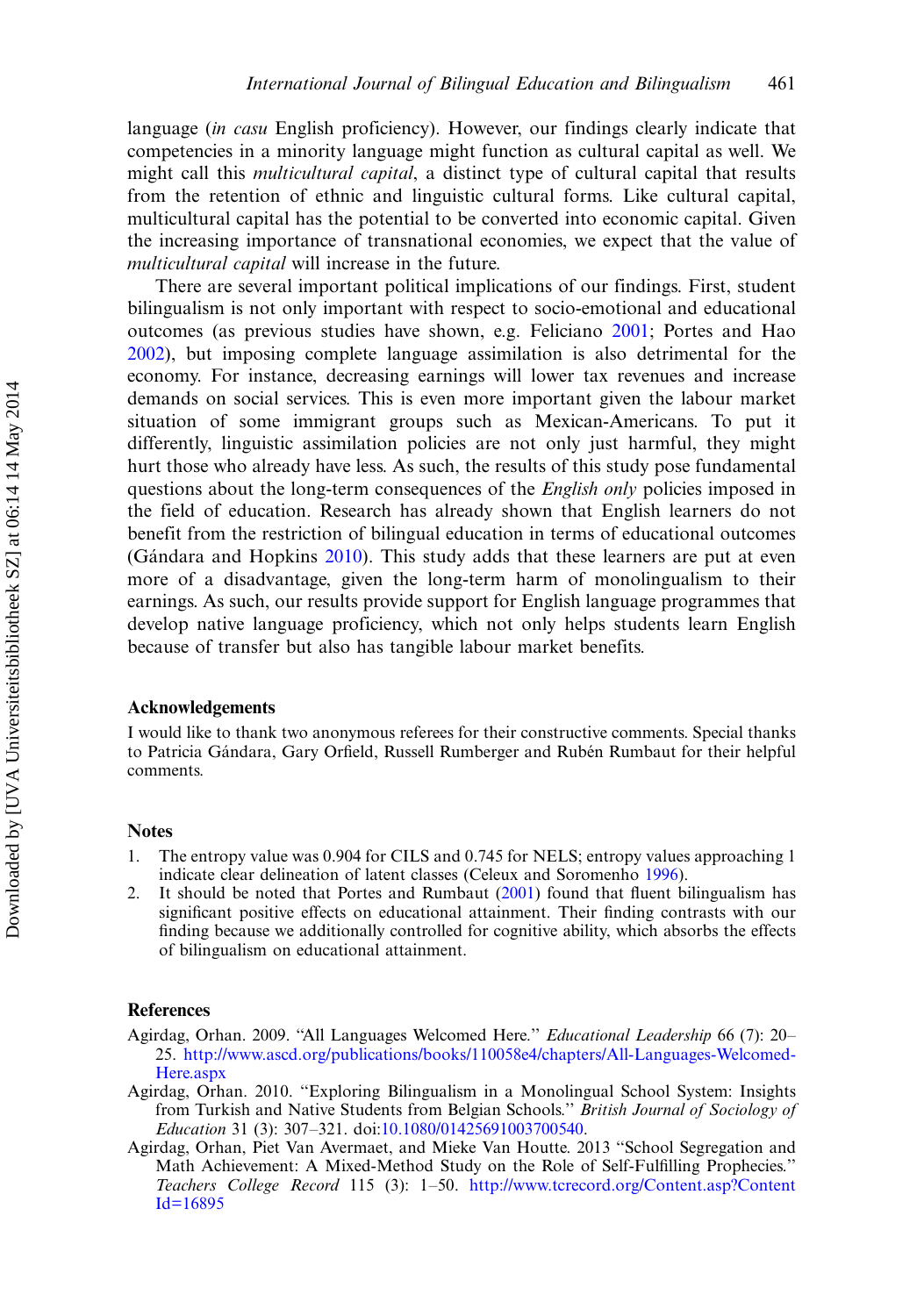language (*in casu* English proficiency). However, our findings clearly indicate that competencies in a minority language might function as cultural capital as well. We might call this *multicultural capital*, a distinct type of cultural capital that results from the retention of ethnic and linguistic cultural forms. Like cultural capital, multicultural capital has the potential to be converted into economic capital. Given the increasing importance of transnational economies, we expect that the value of *multicultural capital* will increase in the future.

There are several important political implications of our findings. First, student bilingualism is not only important with respect to socio-emotional and educational outcomes (as previous studies have shown, e.g. Feliciano 2001; Portes and Hao 2002), but imposing complete language assimilation is also detrimental for the economy. For instance, decreasing earnings will lower tax revenues and increase demands on social services. This is even more important given the labour market situation of some immigrant groups such as Mexican-Americans. To put it differently, linguistic assimilation policies are not only just harmful, they might hurt those who already have less. As such, the results of this study pose fundamental questions about the long-term consequences of the *English only* policies imposed in the field of education. Research has already shown that English learners do not benefit from the restriction of bilingual education in terms of educational outcomes (Gándara and Hopkins 2010). This study adds that these learners are put at even more of a disadvantage, given the long-term harm of monolingualism to their earnings. As such, our results provide support for English language programmes that develop native language proficiency, which not only helps students learn English because of transfer but also has tangible labour market benefits.

## Acknowledgements

I would like to thank two anonymous referees for their constructive comments. Special thanks to Patricia Gándara, Gary Orfield, Russell Rumberger and Rubén Rumbaut for their helpful comments.

## Notes

1. The entropy value was 0.904 for CILS and 0.745 for NELS; entropy values approaching 1 indicate clear delineation of latent classes (Celeux and Soromenho 1996).
2. It should be noted that Portes and Rumbaut (2001) found that fluent bilingualism has significant positive effects on educational attainment. Their finding contrasts with our finding because we additionally controlled for cognitive ability, which absorbs the effects of bilingualism on educational attainment.

## References

Agirdag, Orhan. 2009. "All Languages Welcomed Here." *Educational Leadership* 66 (7): 20–25. http://www.ascd.org/publications/books/110058e4/chapters/All-Languages-Welcomed-Here.aspx

Agirdag, Orhan. 2010. "Exploring Bilingualism in a Monolingual School System: Insights from Turkish and Native Students from Belgian Schools." *British Journal of Sociology of Education* 31 (3): 307–321. doi:10.1080/01425691003700540.

Agirdag, Orhan, Piet Van Avermaet, and Mieke Van Houtte. 2013 "School Segregation and Math Achievement: A Mixed-Method Study on the Role of Self-Fulfilling Prophecies." *Teachers College Record* 115 (3): 1–50. http://www.tcrecord.org/Content.asp?ContentId=16895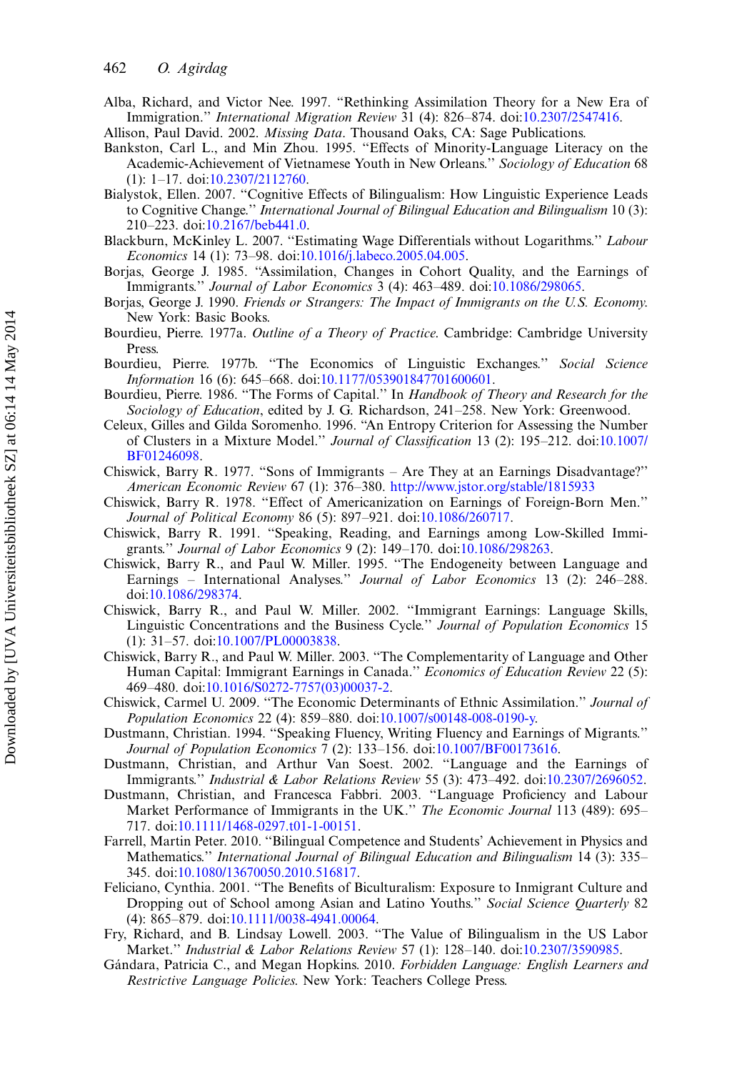Alba, Richard, and Victor Nee. 1997. "Rethinking Assimilation Theory for a New Era of Immigration." *International Migration Review* 31 (4): 826–874. doi:10.2307/2547416.

Allison, Paul David. 2002. *Missing Data*. Thousand Oaks, CA: Sage Publications.

Bankston, Carl L., and Min Zhou. 1995. "Effects of Minority-Language Literacy on the Academic-Achievement of Vietnamese Youth in New Orleans." *Sociology of Education* 68 (1): 1–17. doi:10.2307/2112760.

Bialystok, Ellen. 2007. "Cognitive Effects of Bilingualism: How Linguistic Experience Leads to Cognitive Change." *International Journal of Bilingual Education and Bilingualism* 10 (3): 210–223. doi:10.2167/beb441.0.

Blackburn, McKinley L. 2007. "Estimating Wage Differentials without Logarithms." *Labour Economics* 14 (1): 73–98. doi:10.1016/j.labeco.2005.04.005.

Borjas, George J. 1985. "Assimilation, Changes in Cohort Quality, and the Earnings of Immigrants." *Journal of Labor Economics* 3 (4): 463–489. doi:10.1086/298065.

Borjas, George J. 1990. *Friends or Strangers: The Impact of Immigrants on the U.S. Economy*. New York: Basic Books.

Bourdieu, Pierre. 1977a. *Outline of a Theory of Practice*. Cambridge: Cambridge University Press.

Bourdieu, Pierre. 1977b. "The Economics of Linguistic Exchanges." *Social Science Information* 16 (6): 645–668. doi:10.1177/053901847701600601.

Bourdieu, Pierre. 1986. "The Forms of Capital." In *Handbook of Theory and Research for the Sociology of Education*, edited by J. G. Richardson, 241–258. New York: Greenwood.

Celeux, Gilles and Gilda Soromenho. 1996. "An Entropy Criterion for Assessing the Number of Clusters in a Mixture Model." *Journal of Classification* 13 (2): 195–212. doi:10.1007/BF01246098.

Chiswick, Barry R. 1977. "Sons of Immigrants – Are They at an Earnings Disadvantage?" *American Economic Review* 67 (1): 376–380. http://www.jstor.org/stable/1815933

Chiswick, Barry R. 1978. "Effect of Americanization on Earnings of Foreign-Born Men." *Journal of Political Economy* 86 (5): 897–921. doi:10.1086/260717.

Chiswick, Barry R. 1991. "Speaking, Reading, and Earnings among Low-Skilled Immigrants." *Journal of Labor Economics* 9 (2): 149–170. doi:10.1086/298263.

Chiswick, Barry R., and Paul W. Miller. 1995. "The Endogeneity between Language and Earnings – International Analyses." *Journal of Labor Economics* 13 (2): 246–288. doi:10.1086/298374.

Chiswick, Barry R., and Paul W. Miller. 2002. "Immigrant Earnings: Language Skills, Linguistic Concentrations and the Business Cycle." *Journal of Population Economics* 15 (1): 31–57. doi:10.1007/PL00003838.

Chiswick, Barry R., and Paul W. Miller. 2003. "The Complementarity of Language and Other Human Capital: Immigrant Earnings in Canada." *Economics of Education Review* 22 (5): 469–480. doi:10.1016/S0272-7757(03)00037-2.

Chiswick, Carmel U. 2009. "The Economic Determinants of Ethnic Assimilation." *Journal of Population Economics* 22 (4): 859–880. doi:10.1007/s00148-008-0190-y.

Dustmann, Christian. 1994. "Speaking Fluency, Writing Fluency and Earnings of Migrants." *Journal of Population Economics* 7 (2): 133–156. doi:10.1007/BF00173616.

Dustmann, Christian, and Arthur Van Soest. 2002. "Language and the Earnings of Immigrants." *Industrial & Labor Relations Review* 55 (3): 473–492. doi:10.2307/2696052.

Dustmann, Christian, and Francesca Fabbri. 2003. "Language Proficiency and Labour Market Performance of Immigrants in the UK." *The Economic Journal* 113 (489): 695–717. doi:10.1111/1468-0297.t01-1-00151.

Farrell, Martin Peter. 2010. "Bilingual Competence and Students' Achievement in Physics and Mathematics." *International Journal of Bilingual Education and Bilingualism* 14 (3): 335–345. doi:10.1080/13670050.2010.516817.

Feliciano, Cynthia. 2001. "The Benefits of Biculturalism: Exposure to Inmigrant Culture and Dropping out of School among Asian and Latino Youths." *Social Science Quarterly* 82 (4): 865–879. doi:10.1111/0038-4941.00064.

Fry, Richard, and B. Lindsay Lowell. 2003. "The Value of Bilingualism in the US Labor Market." *Industrial & Labor Relations Review* 57 (1): 128–140. doi:10.2307/3590985.

Gándara, Patricia C., and Megan Hopkins. 2010. *Forbidden Language: English Learners and Restrictive Language Policies*. New York: Teachers College Press.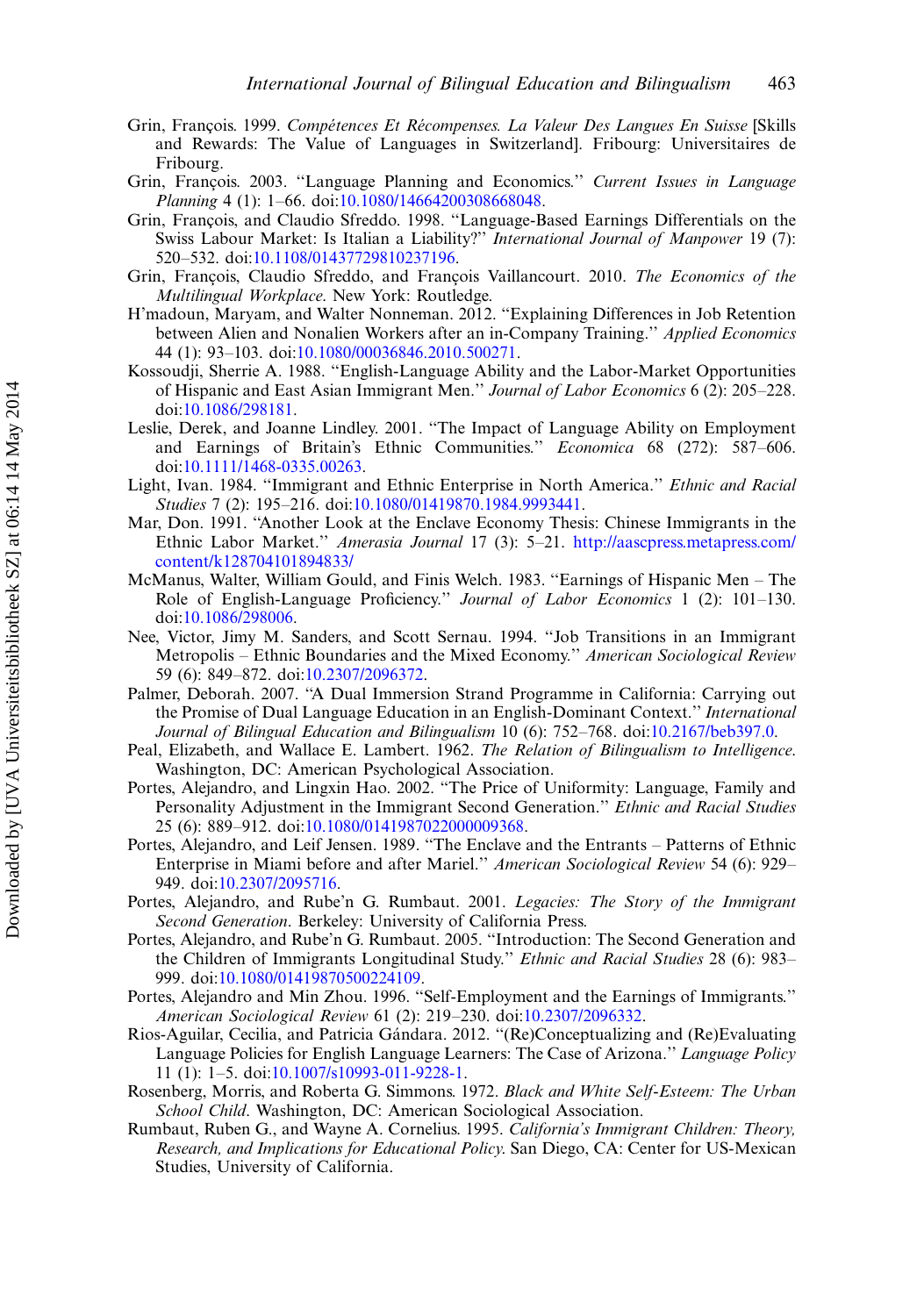Grin, François. 1999. *Compétences Et Récompenses. La Valeur Des Langues En Suisse* [Skills and Rewards: The Value of Languages in Switzerland]. Fribourg: Universitaires de Fribourg.

Grin, François. 2003. "Language Planning and Economics." *Current Issues in Language Planning* 4 (1): 1–66. doi:10.1080/14664200308668048.

Grin, François, and Claudio Sfreddo. 1998. "Language-Based Earnings Differentials on the Swiss Labour Market: Is Italian a Liability?" *International Journal of Manpower* 19 (7): 520–532. doi:10.1108/01437729810237196.

Grin, François, Claudio Sfreddo, and François Vaillancourt. 2010. *The Economics of the Multilingual Workplace*. New York: Routledge.

H'madoun, Maryam, and Walter Nonneman. 2012. "Explaining Differences in Job Retention between Alien and Nonalien Workers after an in-Company Training." *Applied Economics* 44 (1): 93–103. doi:10.1080/00036846.2010.500271.

Kossoudji, Sherrie A. 1988. "English-Language Ability and the Labor-Market Opportunities of Hispanic and East Asian Immigrant Men." *Journal of Labor Economics* 6 (2): 205–228. doi:10.1086/298181.

Leslie, Derek, and Joanne Lindley. 2001. "The Impact of Language Ability on Employment and Earnings of Britain's Ethnic Communities." *Economica* 68 (272): 587–606. doi:10.1111/1468-0335.00263.

Light, Ivan. 1984. "Immigrant and Ethnic Enterprise in North America." *Ethnic and Racial Studies* 7 (2): 195–216. doi:10.1080/01419870.1984.9993441.

Mar, Don. 1991. "Another Look at the Enclave Economy Thesis: Chinese Immigrants in the Ethnic Labor Market." *Amerasia Journal* 17 (3): 5–21. http://aascpress.metapress.com/content/k128704101894833/

McManus, Walter, William Gould, and Finis Welch. 1983. "Earnings of Hispanic Men – The Role of English-Language Proficiency." *Journal of Labor Economics* 1 (2): 101–130. doi:10.1086/298006.

Nee, Victor, Jimy M. Sanders, and Scott Sernau. 1994. "Job Transitions in an Immigrant Metropolis – Ethnic Boundaries and the Mixed Economy." *American Sociological Review* 59 (6): 849–872. doi:10.2307/2096372.

Palmer, Deborah. 2007. "A Dual Immersion Strand Programme in California: Carrying out the Promise of Dual Language Education in an English-Dominant Context." *International Journal of Bilingual Education and Bilingualism* 10 (6): 752–768. doi:10.2167/beb397.0.

Peal, Elizabeth, and Wallace E. Lambert. 1962. *The Relation of Bilingualism to Intelligence*. Washington, DC: American Psychological Association.

Portes, Alejandro, and Lingxin Hao. 2002. "The Price of Uniformity: Language, Family and Personality Adjustment in the Immigrant Second Generation." *Ethnic and Racial Studies* 25 (6): 889–912. doi:10.1080/0141987022000009368.

Portes, Alejandro, and Leif Jensen. 1989. "The Enclave and the Entrants – Patterns of Ethnic Enterprise in Miami before and after Mariel." *American Sociological Review* 54 (6): 929–949. doi:10.2307/2095716.

Portes, Alejandro, and Rube'n G. Rumbaut. 2001. *Legacies: The Story of the Immigrant Second Generation*. Berkeley: University of California Press.

Portes, Alejandro, and Rube'n G. Rumbaut. 2005. "Introduction: The Second Generation and the Children of Immigrants Longitudinal Study." *Ethnic and Racial Studies* 28 (6): 983–999. doi:10.1080/01419870500224109.

Portes, Alejandro and Min Zhou. 1996. "Self-Employment and the Earnings of Immigrants." *American Sociological Review* 61 (2): 219–230. doi:10.2307/2096332.

Rios-Aguilar, Cecilia, and Patricia Gándara. 2012. "(Re)Conceptualizing and (Re)Evaluating Language Policies for English Language Learners: The Case of Arizona." *Language Policy* 11 (1): 1–5. doi:10.1007/s10993-011-9228-1.

Rosenberg, Morris, and Roberta G. Simmons. 1972. *Black and White Self-Esteem: The Urban School Child*. Washington, DC: American Sociological Association.

Rumbaut, Ruben G., and Wayne A. Cornelius. 1995. *California's Immigrant Children: Theory, Research, and Implications for Educational Policy*. San Diego, CA: Center for US-Mexican Studies, University of California.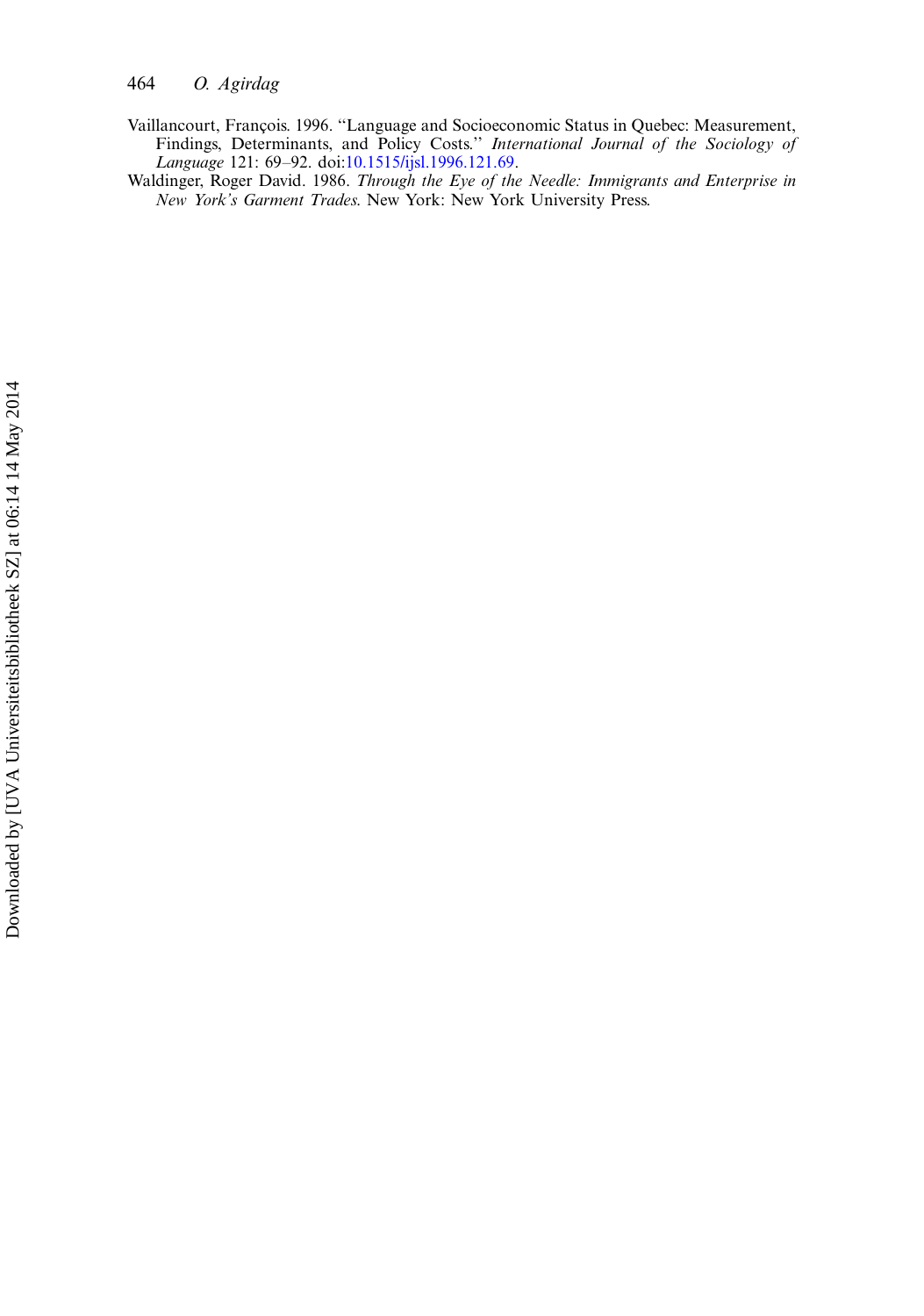Vaillancourt, François. 1996. "Language and Socioeconomic Status in Quebec: Measurement, Findings, Determinants, and Policy Costs." *International Journal of the Sociology of Language* 121: 69–92. doi:10.1515/ijsl.1996.121.69.

Waldinger, Roger David. 1986. *Through the Eye of the Needle: Immigrants and Enterprise in New York's Garment Trades.* New York: New York University Press.